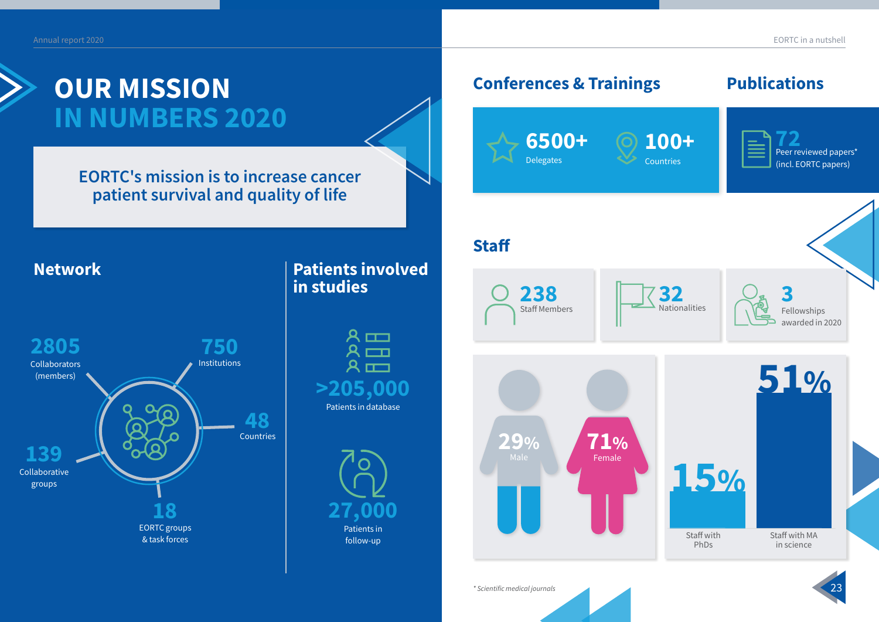# OUR MISSION IN NUMBERS 2020

**EORTC's mission is to increase cancer patient survival and quality of life**

## Network

**2805** Collaborators (members)

**750** Institutions

**48** Countries

**139** Collaborative groups

**18** EORTC groups & task forces

## Patients involved in studies

**>205,000** Patients in database

**27,000** Patients in follow-up

## Conferences & Trainings

**6500+** Delegates

**100+** Countries

## Publications

**72** Peer reviewed papers* (incl. EORTC papers)

## Staff

**238** Staff Members

**32** Nationalities

**3** Fellowships awarded in 2020

**29%** Male

**71%** Female

**15%** Staff with PhDs

**51%** Staff with MA in science

*\* Scientific medical journals*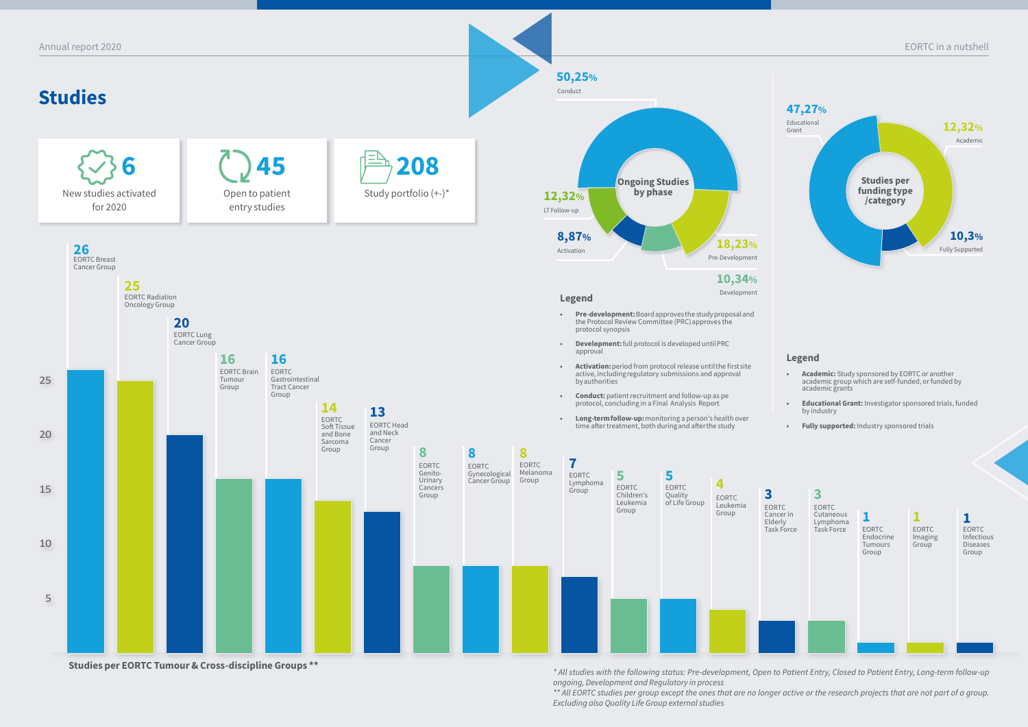# Studies

**6**
New studies activated for 2020

**45**
Open to patient entry studies

**208**
Study portfolio (+-)*

Ongoing Studies by phase

50,25%
Conduct

12,32%
LT Follow-up

8,87%
Activation

18,23%
Pre-Development

10,34%
Development

### Legend

- **Pre-development:** Board approves the study proposal and the Protocol Review Committee (PRC) approves the protocol synopsis
- **Development:** full protocol is developed until PRC approval
- **Activation:** period from protocol release until the first site active, including regulatory submissions and approval by authorities
- **Conduct:** patient recruitment and follow-up as pe protocol, concluding in a Final Analysis Report
- **Long-term follow-up:** monitoring a person's health over time after treatment, both during and after the study

Studies per funding type /category

47,27%
Educational Grant

12,32%
Academic

10,3%
Fully Supported

### Legend

- **Academic:** Study sponsored by EORTC or another academic group which are self-funded, or funded by academic grants
- **Educational Grant:** Investigator sponsored trials, funded by industry
- **Fully supported:** Industry sponsored trials

26
EORTC Breast Cancer Group

25
EORTC Radiation Oncology Group

20
EORTC Lung Cancer Group

16
EORTC Brain Tumour Group

16
EORTC Gastrointestinal Tract Cancer Group

14
EORTC Soft Tissue and Bone Sarcoma Group

13
EORTC Head and Neck Cancer Group

8
EORTC Genito-Urinary Cancers Group

8
EORTC Gynecological Cancer Group

8
EORTC Melanoma Group

7
EORTC Lymphoma Group

5
EORTC Children's Leukemia Group

5
EORTC Quality of Life Group

4
EORTC Leukemia Group

3
EORTC Cancer in Elderly Task Force

3
EORTC Cutaneous Lymphoma Task Force

1
EORTC Endocrine Tumours Group

1
EORTC Imaging Group

1
EORTC Infectious Diseases Group

25
20
15
10
5

**Studies per EORTC Tumour & Cross-discipline Groups \*\***

*\* All studies with the following status: Pre-development, Open to Patient Entry, Closed to Patient Entry, Long-term follow-up ongoing, Development and Regulatory in process*

*\*\* All EORTC studies per group except the ones that are no longer active or the research projects that are not part of a group. Excluding also Quality Life Group external studies*